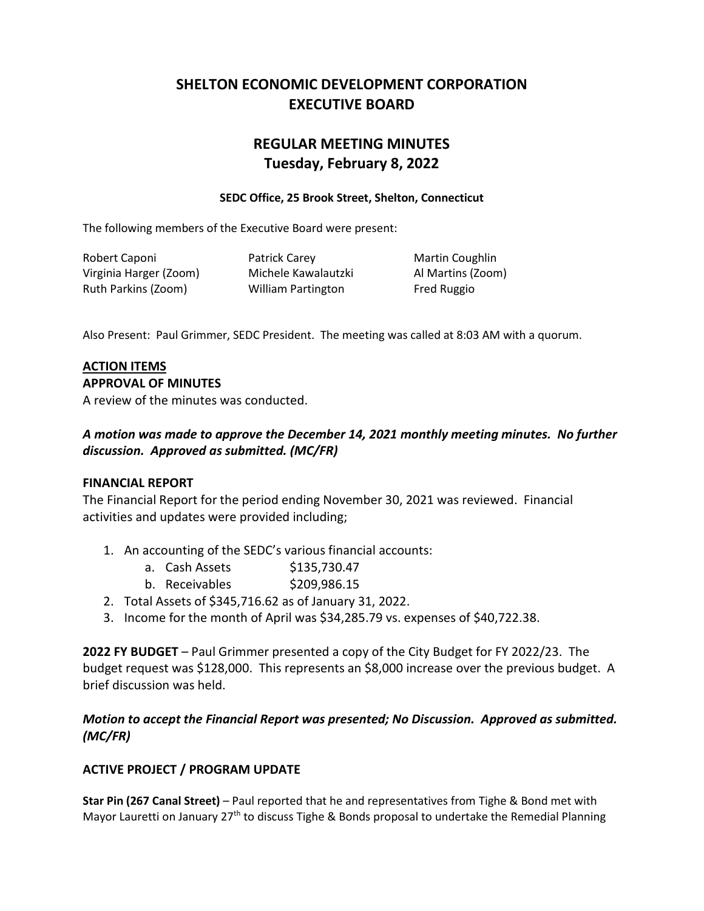# SHELTON ECONOMIC DEVELOPMENT CORPORATION
# EXECUTIVE BOARD

## REGULAR MEETING MINUTES
## Tuesday, February 8, 2022

**SEDC Office, 25 Brook Street, Shelton, Connecticut**

The following members of the Executive Board were present:

| | | |
|---|---|---|
| Robert Caponi | Patrick Carey | Martin Coughlin |
| Virginia Harger (Zoom) | Michele Kawalautzki | Al Martins (Zoom) |
| Ruth Parkins (Zoom) | William Partington | Fred Ruggio |

Also Present: Paul Grimmer, SEDC President. The meeting was called at 8:03 AM with a quorum.

**ACTION ITEMS**

**APPROVAL OF MINUTES**

A review of the minutes was conducted.

***A motion was made to approve the December 14, 2021 monthly meeting minutes. No further discussion. Approved as submitted. (MC/FR)***

**FINANCIAL REPORT**

The Financial Report for the period ending November 30, 2021 was reviewed. Financial activities and updates were provided including;

1. An accounting of the SEDC's various financial accounts:
   a. Cash Assets $135,730.47
   b. Receivables $209,986.15
2. Total Assets of $345,716.62 as of January 31, 2022.
3. Income for the month of April was $34,285.79 vs. expenses of $40,722.38.

**2022 FY BUDGET** – Paul Grimmer presented a copy of the City Budget for FY 2022/23. The budget request was $128,000. This represents an $8,000 increase over the previous budget. A brief discussion was held.

***Motion to accept the Financial Report was presented; No Discussion. Approved as submitted. (MC/FR)***

**ACTIVE PROJECT / PROGRAM UPDATE**

**Star Pin (267 Canal Street)** – Paul reported that he and representatives from Tighe & Bond met with Mayor Lauretti on January 27th to discuss Tighe & Bonds proposal to undertake the Remedial Planning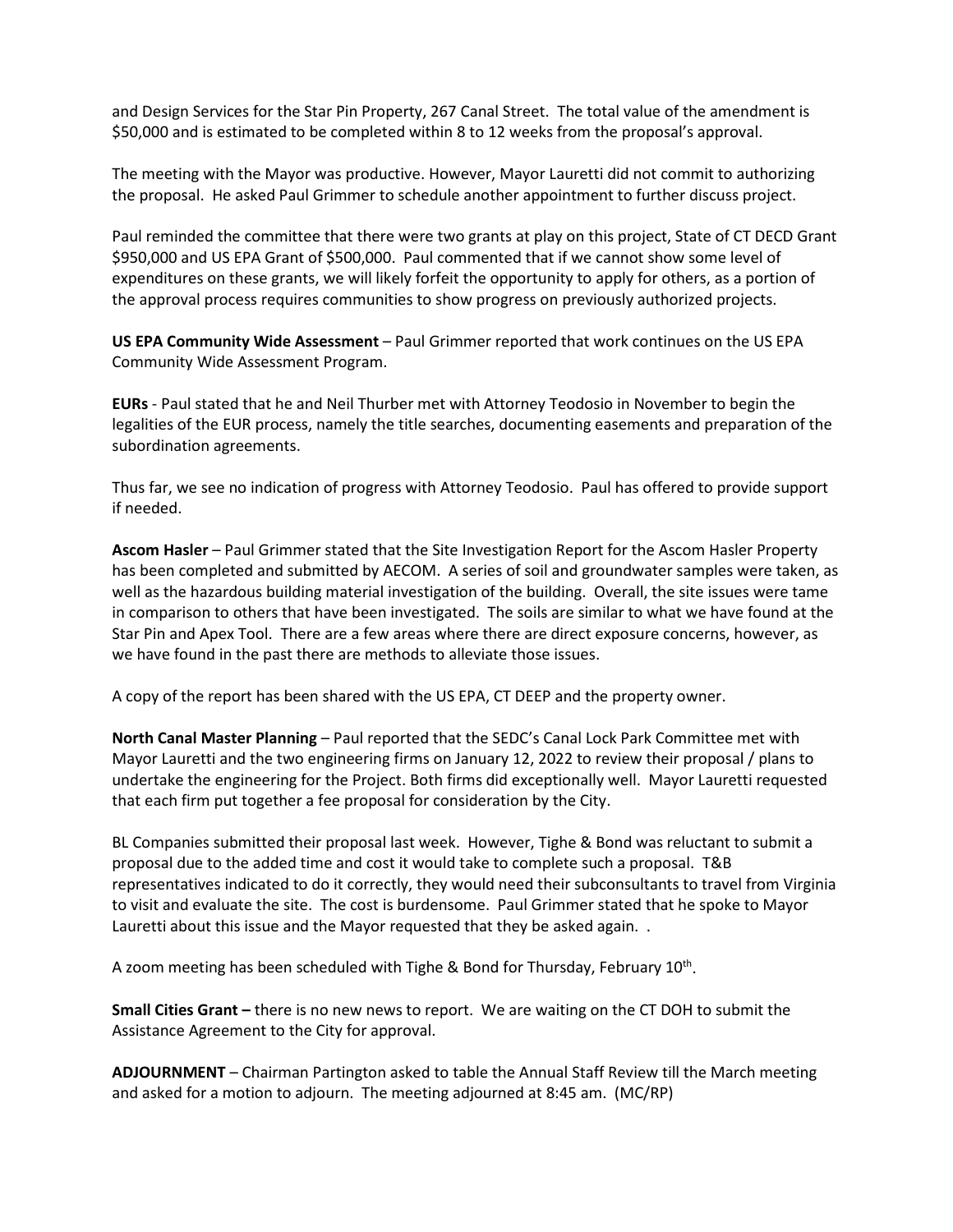and Design Services for the Star Pin Property, 267 Canal Street. The total value of the amendment is $50,000 and is estimated to be completed within 8 to 12 weeks from the proposal's approval.

The meeting with the Mayor was productive. However, Mayor Lauretti did not commit to authorizing the proposal. He asked Paul Grimmer to schedule another appointment to further discuss project.

Paul reminded the committee that there were two grants at play on this project, State of CT DECD Grant $950,000 and US EPA Grant of $500,000. Paul commented that if we cannot show some level of expenditures on these grants, we will likely forfeit the opportunity to apply for others, as a portion of the approval process requires communities to show progress on previously authorized projects.

**US EPA Community Wide Assessment** – Paul Grimmer reported that work continues on the US EPA Community Wide Assessment Program.

**EURs** - Paul stated that he and Neil Thurber met with Attorney Teodosio in November to begin the legalities of the EUR process, namely the title searches, documenting easements and preparation of the subordination agreements.

Thus far, we see no indication of progress with Attorney Teodosio. Paul has offered to provide support if needed.

**Ascom Hasler** – Paul Grimmer stated that the Site Investigation Report for the Ascom Hasler Property has been completed and submitted by AECOM. A series of soil and groundwater samples were taken, as well as the hazardous building material investigation of the building. Overall, the site issues were tame in comparison to others that have been investigated. The soils are similar to what we have found at the Star Pin and Apex Tool. There are a few areas where there are direct exposure concerns, however, as we have found in the past there are methods to alleviate those issues.

A copy of the report has been shared with the US EPA, CT DEEP and the property owner.

**North Canal Master Planning** – Paul reported that the SEDC's Canal Lock Park Committee met with Mayor Lauretti and the two engineering firms on January 12, 2022 to review their proposal / plans to undertake the engineering for the Project. Both firms did exceptionally well. Mayor Lauretti requested that each firm put together a fee proposal for consideration by the City.

BL Companies submitted their proposal last week. However, Tighe & Bond was reluctant to submit a proposal due to the added time and cost it would take to complete such a proposal. T&B representatives indicated to do it correctly, they would need their subconsultants to travel from Virginia to visit and evaluate the site. The cost is burdensome. Paul Grimmer stated that he spoke to Mayor Lauretti about this issue and the Mayor requested that they be asked again. .

A zoom meeting has been scheduled with Tighe & Bond for Thursday, February 10th.

**Small Cities Grant –** there is no new news to report. We are waiting on the CT DOH to submit the Assistance Agreement to the City for approval.

**ADJOURNMENT** – Chairman Partington asked to table the Annual Staff Review till the March meeting and asked for a motion to adjourn. The meeting adjourned at 8:45 am. (MC/RP)